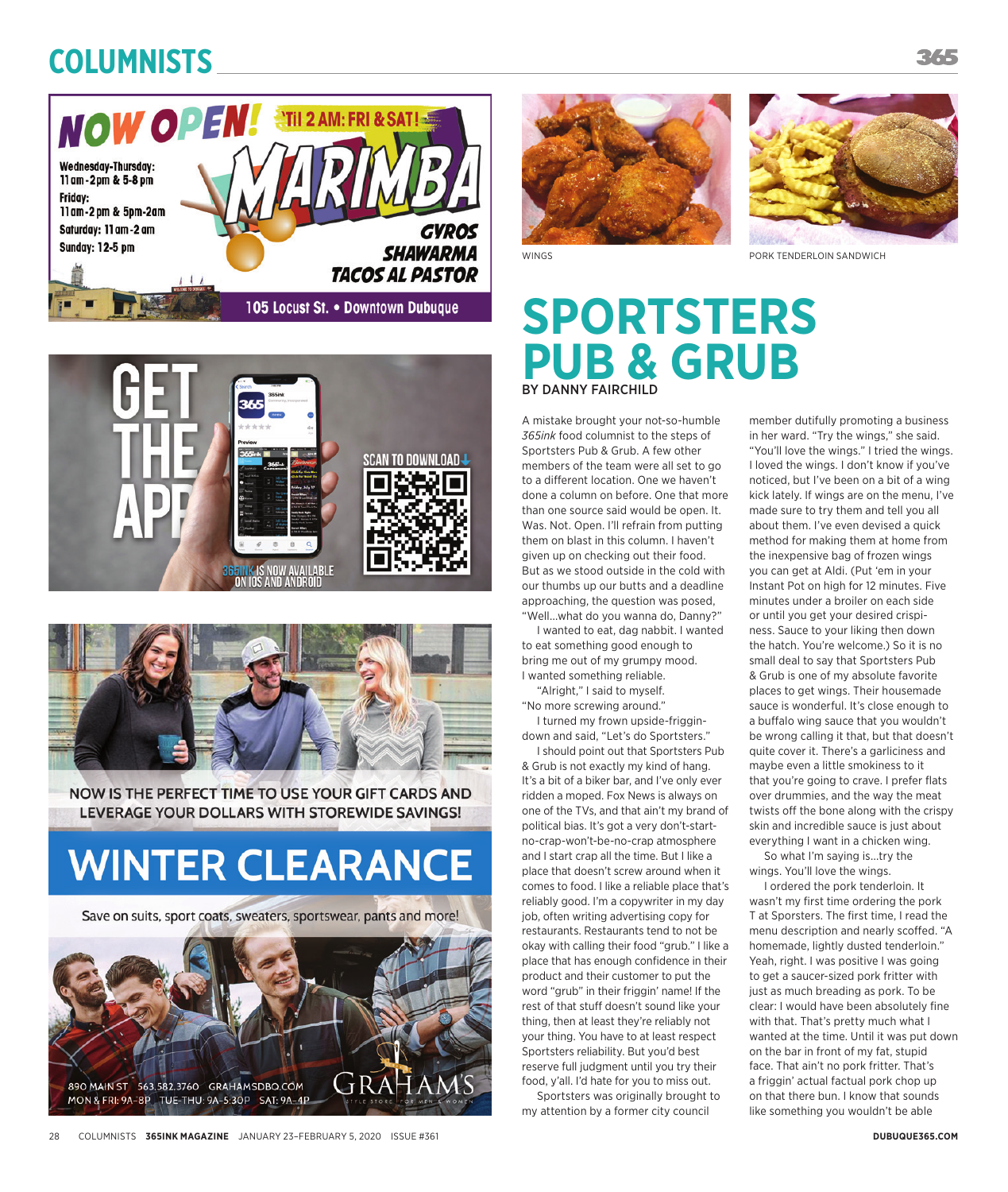WINGS

PORK TENDERLOIN SANDWICH

# SPORTSTERS PUB & GRUB

BY DANNY FAIRCHILD

A mistake brought your not-so-humble *365ink* food columnist to the steps of Sportsters Pub & Grub. A few other members of the team were all set to go to a different location. One we haven't done a column on before. One that more than one source said would be open. It. Was. Not. Open. I'll refrain from putting them on blast in this column. I haven't given up on checking out their food. But as we stood outside in the cold with our thumbs up our butts and a deadline approaching, the question was posed, "Well…what do you wanna do, Danny?"

I wanted to eat, dag nabbit. I wanted to eat something good enough to bring me out of my grumpy mood. I wanted something reliable.

"Alright," I said to myself. "No more screwing around."

I turned my frown upside-friggin-down and said, "Let's do Sportsters."

I should point out that Sportsters Pub & Grub is not exactly my kind of hang. It's a bit of a biker bar, and I've only ever ridden a moped. Fox News is always on one of the TVs, and that ain't my brand of political bias. It's got a very don't-start-no-crap-won't-be-no-crap atmosphere and I start crap all the time. But I like a place that doesn't screw around when it comes to food. I like a reliable place that's reliably good. I'm a copywriter in my day job, often writing advertising copy for restaurants. Restaurants tend to not be okay with calling their food "grub." I like a place that has enough confidence in their product and their customer to put the word "grub" in their friggin' name! If the rest of that stuff doesn't sound like your thing, then at least they're reliably not your thing. You have to at least respect Sportsters reliability. But you'd best reserve full judgment until you try their food, y'all. I'd hate for you to miss out.

Sportsters was originally brought to my attention by a former city council member dutifully promoting a business in her ward. "Try the wings," she said. "You'll love the wings." I tried the wings. I loved the wings. I don't know if you've noticed, but I've been on a bit of a wing kick lately. If wings are on the menu, I've made sure to try them and tell you all about them. I've even devised a quick method for making them at home from the inexpensive bag of frozen wings you can get at Aldi. (Put 'em in your Instant Pot on high for 12 minutes. Five minutes under a broiler on each side or until you get your desired crispiness. Sauce to your liking then down the hatch. You're welcome.) So it is no small deal to say that Sportsters Pub & Grub is one of my absolute favorite places to get wings. Their housemade sauce is wonderful. It's close enough to a buffalo wing sauce that you wouldn't be wrong calling it that, but that doesn't quite cover it. There's a garliciness and maybe even a little smokiness to it that you're going to crave. I prefer flats over drummies, and the way the meat twists off the bone along with the crispy skin and incredible sauce is just about everything I want in a chicken wing.

So what I'm saying is…try the wings. You'll love the wings.

I ordered the pork tenderloin. It wasn't my first time ordering the pork T at Sportsters. The first time, I read the menu description and nearly scoffed. "A homemade, lightly dusted tenderloin." Yeah, right. I was positive I was going to get a saucer-sized pork fritter with just as much breading as pork. To be clear: I would have been absolutely fine with that. That's pretty much what I wanted at the time. Until it was put down on the bar in front of my fat, stupid face. That ain't no pork fritter. That's a friggin' actual factual pork chop up on that there bun. I know that sounds like something you wouldn't be able

---

NOW OPEN! 'Til 2 AM: FRI & SAT!

MARIMBA

Wednesday-Thursday: 11am-2pm & 5-8pm
Friday: 11am-2pm & 5pm-2am
Saturday: 11am-2am
Sunday: 12-5 pm

GYROS
SHAWARMA
TACOS AL PASTOR

105 Locust St. • Downtown Dubuque

---

GET THE APP

SCAN TO DOWNLOAD

365INK IS NOW AVAILABLE ON IOS AND ANDROID

---

NOW IS THE PERFECT TIME TO USE YOUR GIFT CARDS AND LEVERAGE YOUR DOLLARS WITH STOREWIDE SAVINGS!

WINTER CLEARANCE

Save on suits, sport coats, sweaters, sportswear, pants and more!

890 MAIN ST 563.582.3760 GRAHAMSDBQ.COM
MON & FRI: 9A-8P TUE-THU: 9A-5:30P SAT: 9A-4P

GRAHAM'S STYLE STORE FOR MEN & WOMEN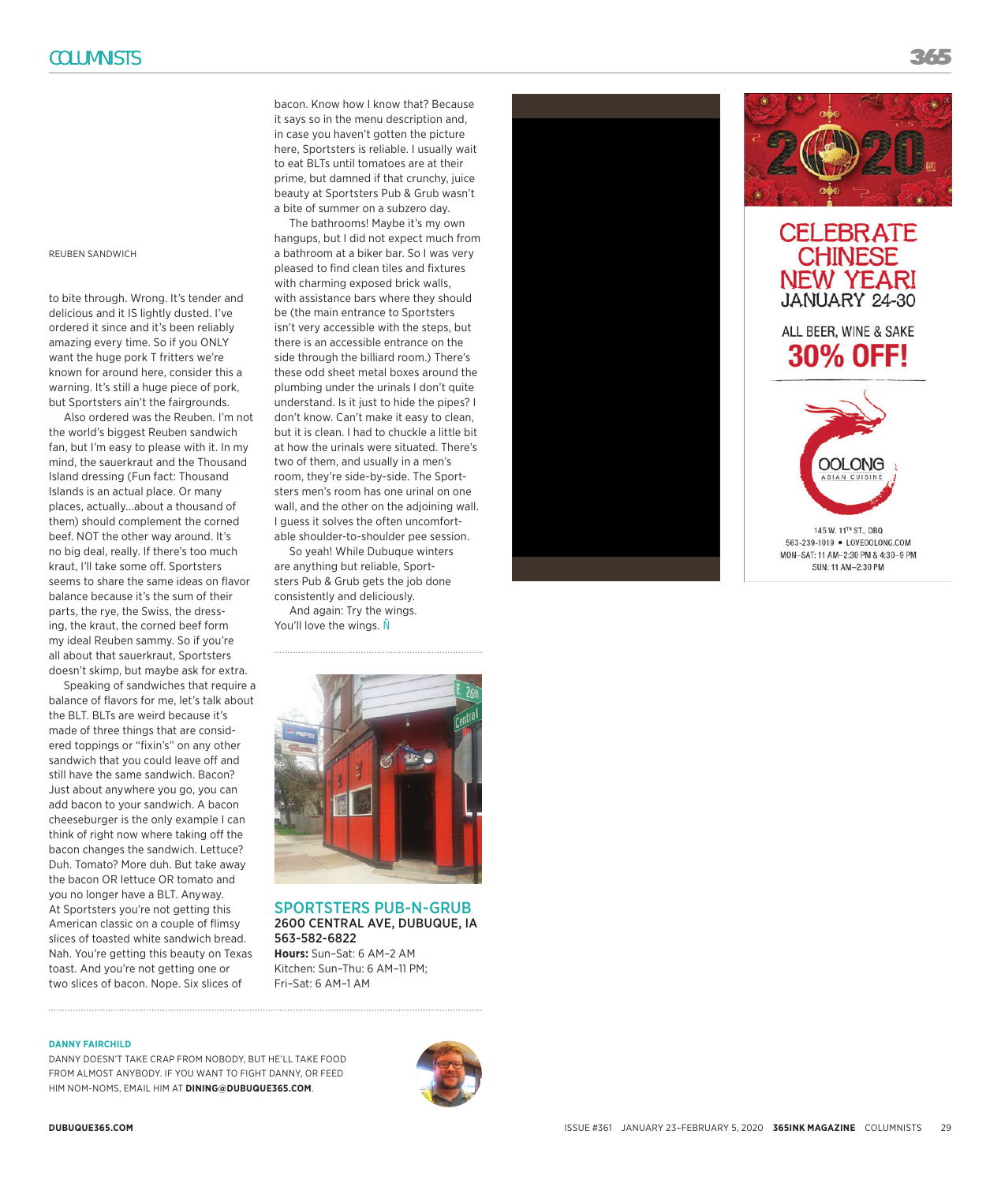REUBEN SANDWICH

to bite through. Wrong. It's tender and delicious and it IS lightly dusted. I've ordered it since and it's been reliably amazing every time. So if you ONLY want the huge pork T fritters we're known for around here, consider this a warning. It's still a huge piece of pork, but Sportsters ain't the fairgrounds.

Also ordered was the Reuben. I'm not the world's biggest Reuben sandwich fan, but I'm easy to please with it. In my mind, the sauerkraut and the Thousand Island dressing (Fun fact: Thousand Islands is an actual place. Or many places, actually…about a thousand of them) should complement the corned beef. NOT the other way around. It's no big deal, really. If there's too much kraut, I'll take some off. Sportsters seems to share the same ideas on flavor balance because it's the sum of their parts, the rye, the Swiss, the dressing, the kraut, the corned beef form my ideal Reuben sammy. So if you're all about that sauerkraut, Sportsters doesn't skimp, but maybe ask for extra.

Speaking of sandwiches that require a balance of flavors for me, let's talk about the BLT. BLTs are weird because it's made of three things that are considered toppings or "fixin's" on any other sandwich that you could leave off and still have the same sandwich. Bacon? Just about anywhere you go, you can add bacon to your sandwich. A bacon cheeseburger is the only example I can think of right now where taking off the bacon changes the sandwich. Lettuce? Duh. Tomato? More duh. But take away the bacon OR lettuce OR tomato and you no longer have a BLT. Anyway. At Sportsters you're not getting this American classic on a couple of flimsy slices of toasted white sandwich bread. Nah. You're getting this beauty on Texas toast. And you're not getting one or two slices of bacon. Nope. Six slices of bacon. Know how I know that? Because it says so in the menu description and, in case you haven't gotten the picture here, Sportsters is reliable. I usually wait to eat BLTs until tomatoes are at their prime, but damned if that crunchy, juice beauty at Sportsters Pub & Grub wasn't a bite of summer on a subzero day.

The bathrooms! Maybe it's my own hangups, but I did not expect much from a bathroom at a biker bar. So I was very pleased to find clean tiles and fixtures with charming exposed brick walls, with assistance bars where they should be (the main entrance to Sportsters isn't very accessible with the steps, but there is an accessible entrance on the side through the billiard room.) There's these odd sheet metal boxes around the plumbing under the urinals I don't quite understand. Is it just to hide the pipes? I don't know. Can't make it easy to clean, but it is clean. I had to chuckle a little bit at how the urinals were situated. There's two of them, and usually in a men's room, they're side-by-side. The Sportsters men's room has one urinal on one wall, and the other on the adjoining wall. I guess it solves the often uncomfortable shoulder-to-shoulder pee session.

So yeah! While Dubuque winters are anything but reliable, Sportsters Pub & Grub gets the job done consistently and deliciously.

And again: Try the wings. You'll love the wings. Ñ

## SPORTSTERS PUB-N-GRUB

**2600 CENTRAL AVE, DUBUQUE, IA**
**563-582-6822**

**Hours:** Sun–Sat: 6 AM–2 AM
Kitchen: Sun–Thu: 6 AM–11 PM;
Fri–Sat: 6 AM–1 AM

**DANNY FAIRCHILD**

DANNY DOESN'T TAKE CRAP FROM NOBODY, BUT HE'LL TAKE FOOD FROM ALMOST ANYBODY. IF YOU WANT TO FIGHT DANNY, OR FEED HIM NOM-NOMS, EMAIL HIM AT **DINING@DUBUQUE365.COM**.

2020

CELEBRATE CHINESE NEW YEAR!
JANUARY 24-30

ALL BEER, WINE & SAKE
**30% OFF!**

OOLONG
ASIAN CUISINE

145 W. 11TH ST., DBQ
563-239-1019 • LOVEOOLONG.COM
MON–SAT: 11 AM–2:30 PM & 4:30–9 PM
SUN: 11 AM–2:30 PM